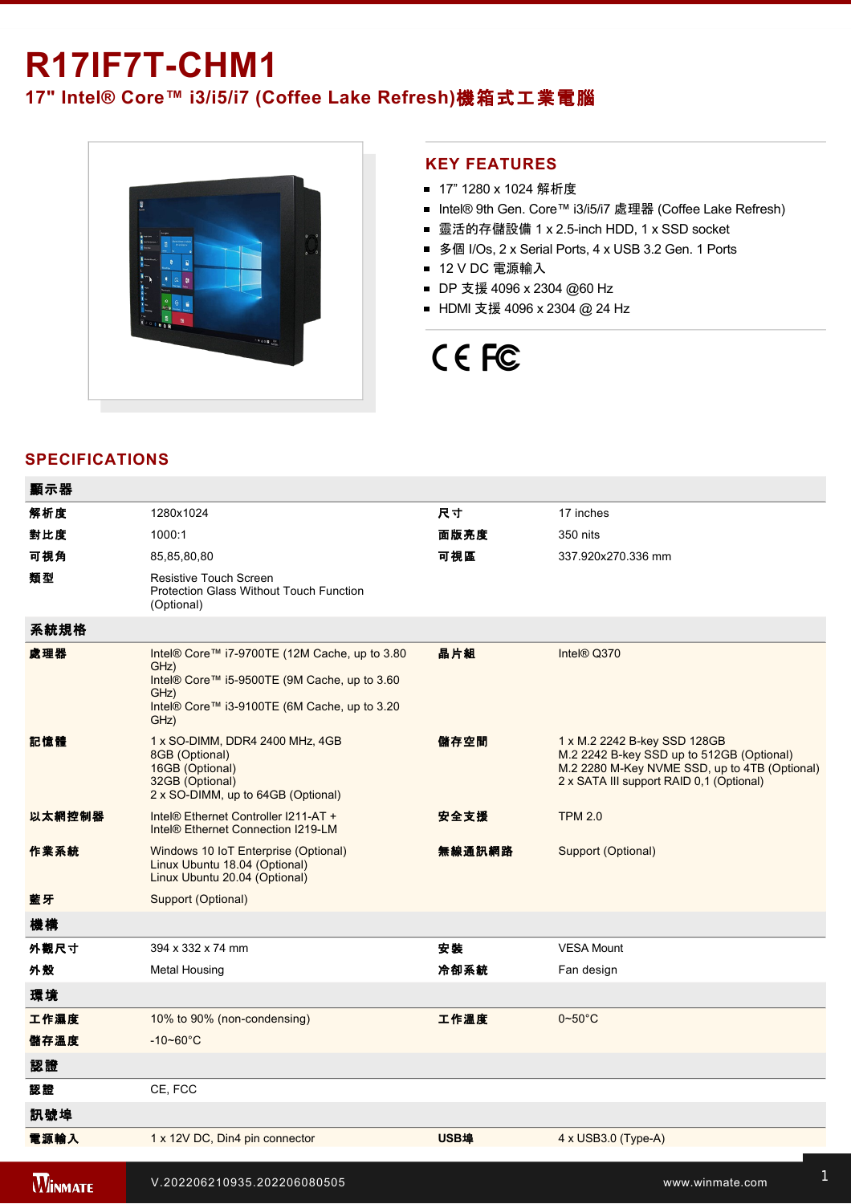# R17IF7T-CHM1

## 17" Intel® Core™ i3/i5/i7 (Coffee Lake Refresh)機箱式工業電腦

## KEY FEATURES

- 17" 1280 x 1024 解析度
- Intel® 9th Gen. Core™ i3/i5/i7 處理器 (Coffee Lake Refresh)
- 靈活的存儲設備 1 x 2.5-inch HDD, 1 x SSD socket
- 多個 I/Os, 2 x Serial Ports, 4 x USB 3.2 Gen. 1 Ports
- 12 V DC 電源輸入
- DP 支援 4096 x 2304 @60 Hz
- HDMI 支援 4096 x 2304 @ 24 Hz

## SPECIFICATIONS

| **顯示器** | | | |
|---|---|---|---|
| **解析度** | 1280x1024 | **尺寸** | 17 inches |
| **對比度** | 1000:1 | **面版亮度** | 350 nits |
| **可視角** | 85,85,80,80 | **可視區** | 337.920x270.336 mm |
| **類型** | Resistive Touch Screen<br>Protection Glass Without Touch Function (Optional) | | |
| **系統規格** | | | |
| **處理器** | Intel® Core™ i7-9700TE (12M Cache, up to 3.80 GHz)<br>Intel® Core™ i5-9500TE (9M Cache, up to 3.60 GHz)<br>Intel® Core™ i3-9100TE (6M Cache, up to 3.20 GHz) | **晶片組** | Intel® Q370 |
| **記憶體** | 1 x SO-DIMM, DDR4 2400 MHz, 4GB<br>8GB (Optional)<br>16GB (Optional)<br>32GB (Optional)<br>2 x SO-DIMM, up to 64GB (Optional) | **儲存空間** | 1 x M.2 2242 B-key SSD 128GB<br>M.2 2242 B-key SSD up to 512GB (Optional)<br>M.2 2280 M-Key NVME SSD, up to 4TB (Optional)<br>2 x SATA III support RAID 0,1 (Optional) |
| **以太網控制器** | Intel® Ethernet Controller I211-AT +<br>Intel® Ethernet Connection I219-LM | **安全支援** | TPM 2.0 |
| **作業系統** | Windows 10 IoT Enterprise (Optional)<br>Linux Ubuntu 18.04 (Optional)<br>Linux Ubuntu 20.04 (Optional) | **無線通訊網路** | Support (Optional) |
| **藍牙** | Support (Optional) | | |
| **機構** | | | |
| **外觀尺寸** | 394 x 332 x 74 mm | **安裝** | VESA Mount |
| **外殼** | Metal Housing | **冷卻系統** | Fan design |
| **環境** | | | |
| **工作濕度** | 10% to 90% (non-condensing) | **工作溫度** | 0~50°C |
| **儲存溫度** | -10~60°C | | |
| **認證** | | | |
| **認證** | CE, FCC | | |
| **訊號埠** | | | |
| **電源輸入** | 1 x 12V DC, Din4 pin connector | **USB埠** | 4 x USB3.0 (Type-A) |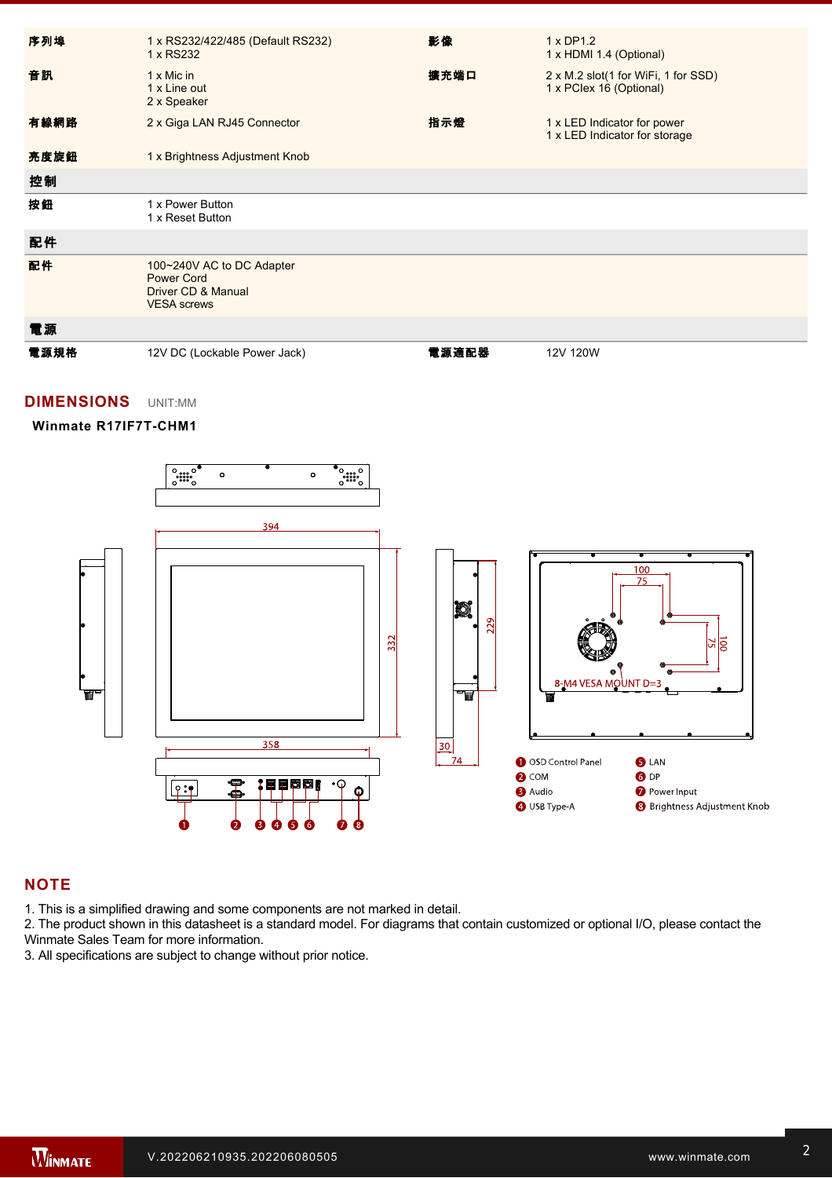| | | | |
|---|---|---|---|
| 序列埠 | 1 x RS232/422/485 (Default RS232)<br>1 x RS232 | 影像 | 1 x DP1.2<br>1 x HDMI 1.4 (Optional) |
| 音訊 | 1 x Mic in<br>1 x Line out<br>2 x Speaker | 擴充端口 | 2 x M.2 slot(1 for WiFi, 1 for SSD)<br>1 x PClex 16 (Optional) |
| 有線網路 | 2 x Giga LAN RJ45 Connector | 指示燈 | 1 x LED Indicator for power<br>1 x LED Indicator for storage |
| 亮度旋鈕 | 1 x Brightness Adjustment Knob | | |

**控制**

| | |
|---|---|
| 按鈕 | 1 x Power Button<br>1 x Reset Button |

**配件**

| | |
|---|---|
| 配件 | 100~240V AC to DC Adapter<br>Power Cord<br>Driver CD & Manual<br>VESA screws |

**電源**

| | | | |
|---|---|---|---|
| 電源規格 | 12V DC (Lockable Power Jack) | 電源適配器 | 12V 120W |

## DIMENSIONS UNIT:MM

**Winmate R17IF7T-CHM1**

394
332
358
229
30
74
100
75
75
100
8-M4 VESA MOUNT D=3

1 OSD Control Panel
2 COM
3 Audio
4 USB Type-A
5 LAN
6 DP
7 Power Input
8 Brightness Adjustment Knob

## NOTE

1. This is a simplified drawing and some components are not marked in detail.
2. The product shown in this datasheet is a standard model. For diagrams that contain customized or optional I/O, please contact the Winmate Sales Team for more information.
3. All specifications are subject to change without prior notice.